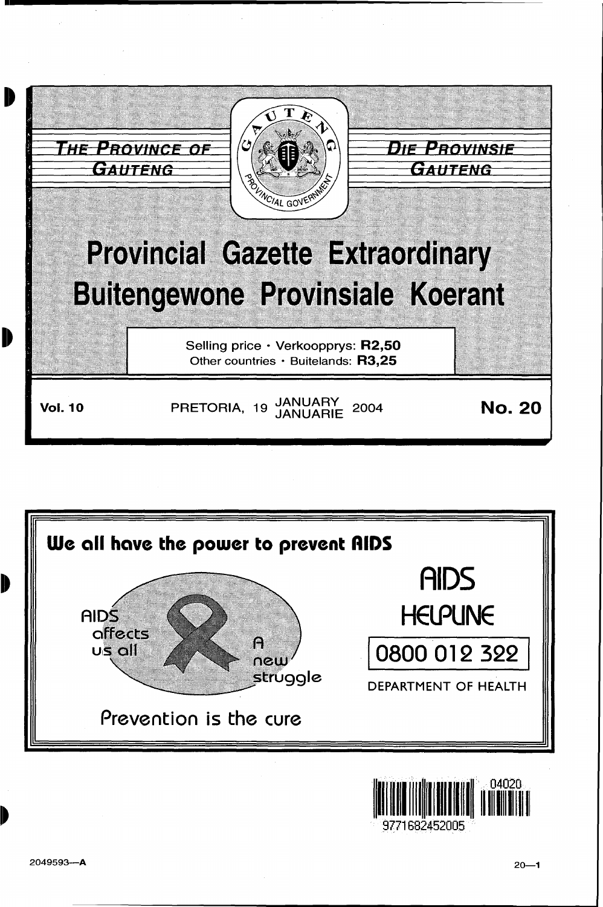THE PROVINCE OF GAUTENG

DIE PROVINSIE GAUTENG

GAUTENG PROVINCIAL GOVERNMENT

# Provincial Gazette Extraordinary
# Buitengewone Provinsiale Koerant

Selling price · Verkoopprys: **R2,50**
Other countries · Buitelands: **R3,25**

**Vol. 10** PRETORIA, 19 JANUARY / JANUARIE 2004 **No. 20**

**We all have the power to prevent AIDS**

AIDS affects us all

A new struggle

Prevention is the cure

**AIDS HELPLINE**

**0800 012 322**

DEPARTMENT OF HEALTH

9771682452005 04020

2049593—A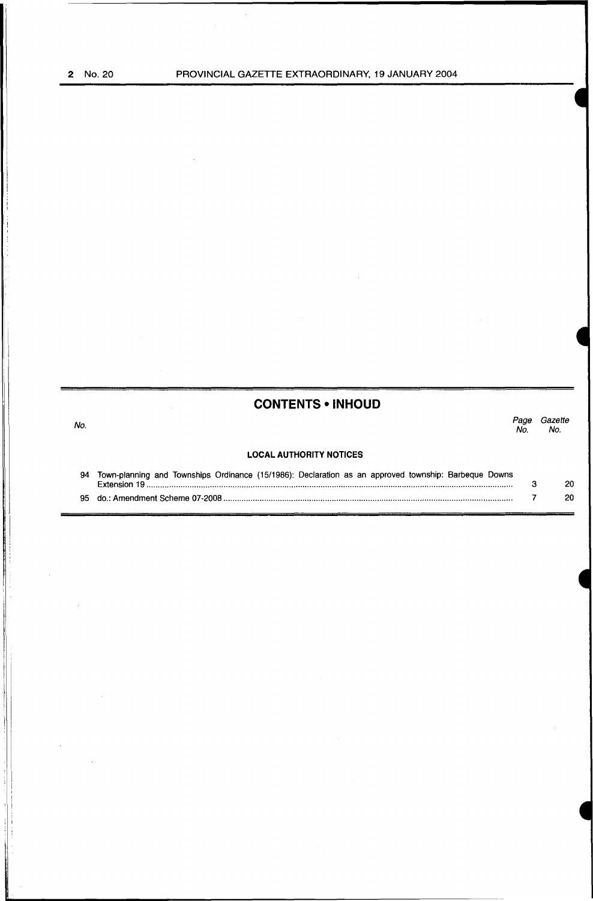## CONTENTS • INHOUD

| No. | | Page No. | Gazette No. |
|---|---|---|---|
| | **LOCAL AUTHORITY NOTICES** | | |
| 94 | Town-planning and Townships Ordinance (15/1986): Declaration as an approved township: Barbeque Downs Extension 19 | 3 | 20 |
| 95 | do.: Amendment Scheme 07-2008 | 7 | 20 |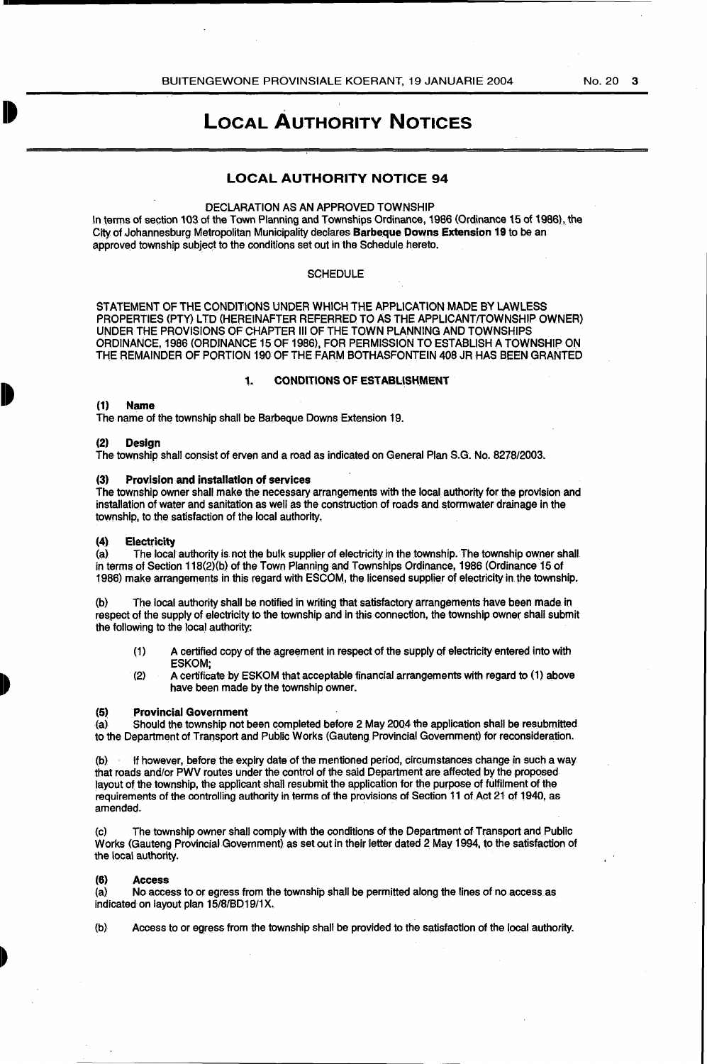# LOCAL AUTHORITY NOTICES

## LOCAL AUTHORITY NOTICE 94

DECLARATION AS AN APPROVED TOWNSHIP

In terms of section 103 of the Town Planning and Townships Ordinance, 1986 (Ordinance 15 of 1986), the City of Johannesburg Metropolitan Municipality declares **Barbeque Downs Extension 19** to be an approved township subject to the conditions set out in the Schedule hereto.

SCHEDULE

STATEMENT OF THE CONDITIONS UNDER WHICH THE APPLICATION MADE BY LAWLESS PROPERTIES (PTY) LTD (HEREINAFTER REFERRED TO AS THE APPLICANT/TOWNSHIP OWNER) UNDER THE PROVISIONS OF CHAPTER III OF THE TOWN PLANNING AND TOWNSHIPS ORDINANCE, 1986 (ORDINANCE 15 OF 1986), FOR PERMISSION TO ESTABLISH A TOWNSHIP ON THE REMAINDER OF PORTION 190 OF THE FARM BOTHASFONTEIN 408 JR HAS BEEN GRANTED

### 1. CONDITIONS OF ESTABLISHMENT

**(1) Name**

The name of the township shall be Barbeque Downs Extension 19.

**(2) Design**

The township shall consist of erven and a road as indicated on General Plan S.G. No. 8278/2003.

**(3) Provision and installation of services**

The township owner shall make the necessary arrangements with the local authority for the provision and installation of water and sanitation as well as the construction of roads and stormwater drainage in the township, to the satisfaction of the local authority.

**(4) Electricity**

(a) The local authority is not the bulk supplier of electricity in the township. The township owner shall in terms of Section 118(2)(b) of the Town Planning and Townships Ordinance, 1986 (Ordinance 15 of 1986) make arrangements in this regard with ESCOM, the licensed supplier of electricity in the township.

(b) The local authority shall be notified in writing that satisfactory arrangements have been made in respect of the supply of electricity to the township and in this connection, the township owner shall submit the following to the local authority:

(1) A certified copy of the agreement in respect of the supply of electricity entered into with ESKOM;

(2) A certificate by ESKOM that acceptable financial arrangements with regard to (1) above have been made by the township owner.

**(5) Provincial Government**

(a) Should the township not been completed before 2 May 2004 the application shall be resubmitted to the Department of Transport and Public Works (Gauteng Provincial Government) for reconsideration.

(b) If however, before the expiry date of the mentioned period, circumstances change in such a way that roads and/or PWV routes under the control of the said Department are affected by the proposed layout of the township, the applicant shall resubmit the application for the purpose of fulfilment of the requirements of the controlling authority in terms of the provisions of Section 11 of Act 21 of 1940, as amended.

(c) The township owner shall comply with the conditions of the Department of Transport and Public Works (Gauteng Provincial Government) as set out in their letter dated 2 May 1994, to the satisfaction of the local authority.

**(6) Access**

(a) No access to or egress from the township shall be permitted along the lines of no access as indicated on layout plan 15/8/BD19/1X.

(b) Access to or egress from the township shall be provided to the satisfaction of the local authority.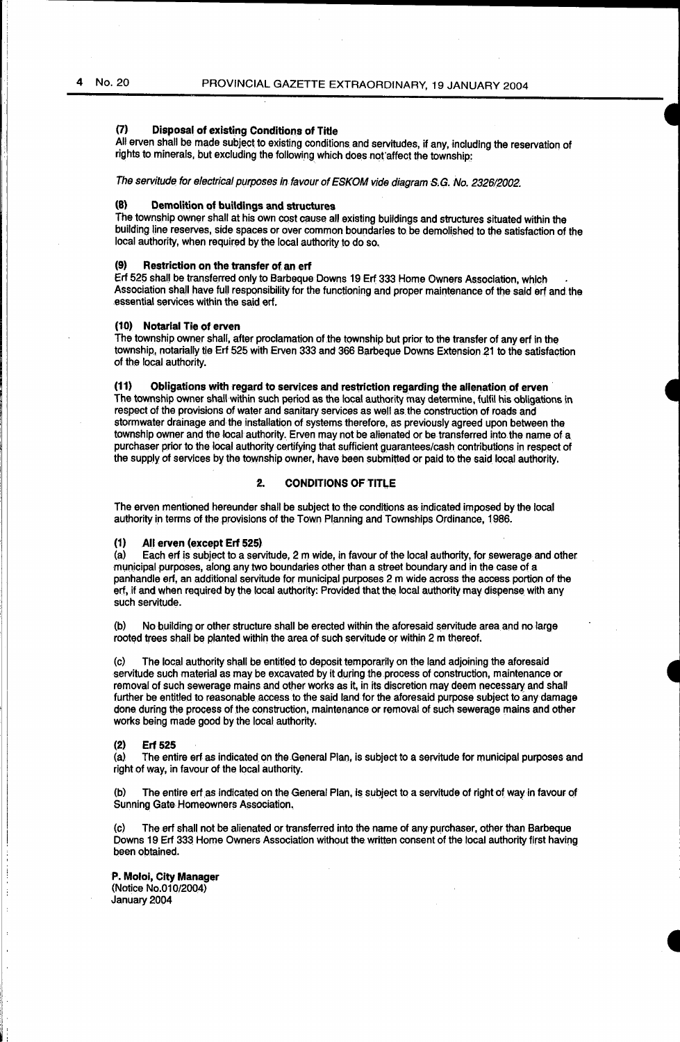**(7) Disposal of existing Conditions of Title**

All erven shall be made subject to existing conditions and servitudes, if any, including the reservation of rights to minerals, but excluding the following which does not affect the township:

*The servitude for electrical purposes in favour of ESKOM vide diagram S.G. No. 2326/2002.*

**(8) Demolition of buildings and structures**

The township owner shall at his own cost cause all existing buildings and structures situated within the building line reserves, side spaces or over common boundaries to be demolished to the satisfaction of the local authority, when required by the local authority to do so.

**(9) Restriction on the transfer of an erf**

Erf 525 shall be transferred only to Barbeque Downs 19 Erf 333 Home Owners Association, which Association shall have full responsibility for the functioning and proper maintenance of the said erf and the essential services within the said erf.

**(10) Notarial Tie of erven**

The township owner shall, after proclamation of the township but prior to the transfer of any erf in the township, notarially tie Erf 525 with Erven 333 and 366 Barbeque Downs Extension 21 to the satisfaction of the local authority.

**(11) Obligations with regard to services and restriction regarding the alienation of erven**

The township owner shall within such period as the local authority may determine, fulfil his obligations in respect of the provisions of water and sanitary services as well as the construction of roads and stormwater drainage and the installation of systems therefore, as previously agreed upon between the township owner and the local authority. Erven may not be alienated or be transferred into the name of a purchaser prior to the local authority certifying that sufficient guarantees/cash contributions in respect of the supply of services by the township owner, have been submitted or paid to the said local authority.

## 2. CONDITIONS OF TITLE

The erven mentioned hereunder shall be subject to the conditions as indicated imposed by the local authority in terms of the provisions of the Town Planning and Townships Ordinance, 1986.

**(1) All erven (except Erf 525)**

(a) Each erf is subject to a servitude, 2 m wide, in favour of the local authority, for sewerage and other municipal purposes, along any two boundaries other than a street boundary and in the case of a panhandle erf, an additional servitude for municipal purposes 2 m wide across the access portion of the erf, if and when required by the local authority: Provided that the local authority may dispense with any such servitude.

(b) No building or other structure shall be erected within the aforesaid servitude area and no large rooted trees shall be planted within the area of such servitude or within 2 m thereof.

(c) The local authority shall be entitled to deposit temporarily on the land adjoining the aforesaid servitude such material as may be excavated by it during the process of construction, maintenance or removal of such sewerage mains and other works as it, in its discretion may deem necessary and shall further be entitled to reasonable access to the said land for the aforesaid purpose subject to any damage done during the process of the construction, maintenance or removal of such sewerage mains and other works being made good by the local authority.

**(2) Erf 525**

(a) The entire erf as indicated on the General Plan, is subject to a servitude for municipal purposes and right of way, in favour of the local authority.

(b) The entire erf as indicated on the General Plan, is subject to a servitude of right of way in favour of Sunning Gate Homeowners Association.

(c) The erf shall not be alienated or transferred into the name of any purchaser, other than Barbeque Downs 19 Erf 333 Home Owners Association without the written consent of the local authority first having been obtained.

**P. Moloi, City Manager**
(Notice No.010/2004)
January 2004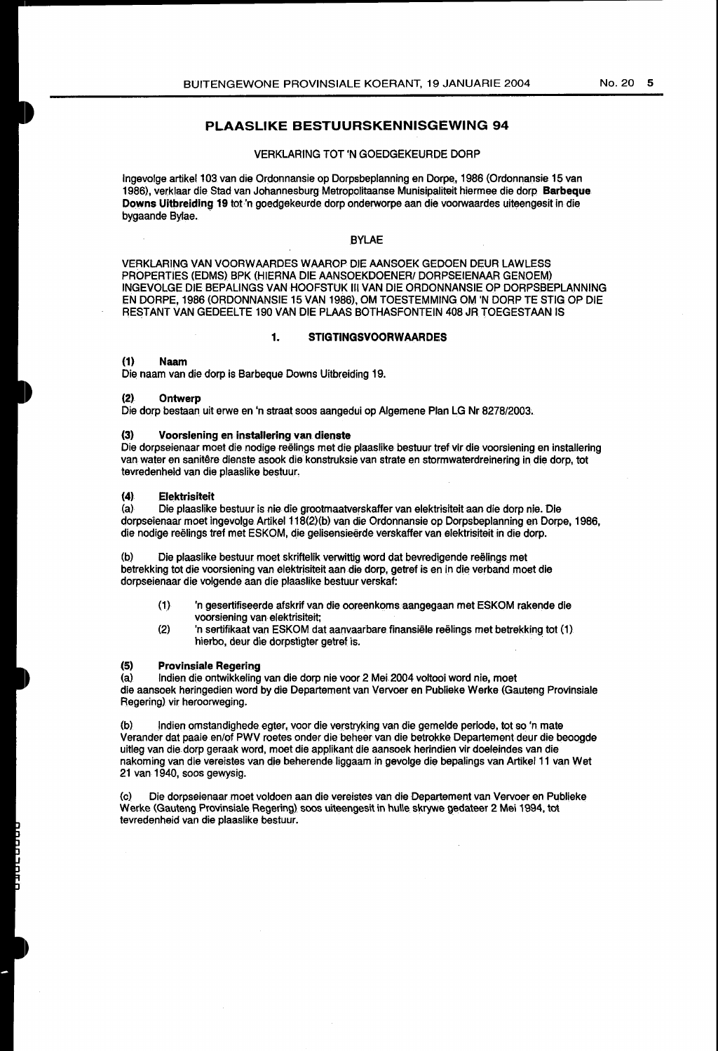## PLAASLIKE BESTUURSKENNISGEWING 94

VERKLARING TOT 'N GOEDGEKEURDE DORP

Ingevolge artikel 103 van die Ordonnansie op Dorpsbeplanning en Dorpe, 1986 (Ordonnansie 15 van 1986), verklaar die Stad van Johannesburg Metropolitaanse Munisipaliteit hiermee die dorp **Barbeque Downs Uitbreiding 19** tot 'n goedgekeurde dorp onderworpe aan die voorwaardes uiteengesit in die bygaande Bylae.

BYLAE

VERKLARING VAN VOORWAARDES WAAROP DIE AANSOEK GEDOEN DEUR LAWLESS PROPERTIES (EDMS) BPK (HIERNA DIE AANSOEKDOENER/ DORPSEIENAAR GENOEM) INGEVOLGE DIE BEPALINGS VAN HOOFSTUK III VAN DIE ORDONNANSIE OP DORPSBEPLANNING EN DORPE, 1986 (ORDONNANSIE 15 VAN 1986), OM TOESTEMMING OM 'N DORP TE STIG OP DIE RESTANT VAN GEDEELTE 190 VAN DIE PLAAS BOTHASFONTEIN 408 JR TOEGESTAAN IS

### 1. STIGTINGSVOORWAARDES

**(1) Naam**

Die naam van die dorp is Barbeque Downs Uitbreiding 19.

**(2) Ontwerp**

Die dorp bestaan uit erwe en 'n straat soos aangedui op Algemene Plan LG Nr 8278/2003.

**(3) Voorsiening en installering van dienste**

Die dorpseienaar moet die nodige reëlings met die plaaslike bestuur tref vir die voorsiening en installering van water en sanitêre dienste asook die konstruksie van strate en stormwaterdreinering in die dorp, tot tevredenheid van die plaaslike bestuur.

**(4) Elektrisiteit**

(a) Die plaaslike bestuur is nie die grootmaatverskaffer van elektrisiteit aan die dorp nie. Die dorpseienaar moet ingevolge Artikel 118(2)(b) van die Ordonnansie op Dorpsbeplanning en Dorpe, 1986, die nodige reëlings tref met ESKOM, die gelisensieërde verskaffer van elektrisiteit in die dorp.

(b) Die plaaslike bestuur moet skriftelik verwittig word dat bevredigende reëlings met betrekking tot die voorsiening van elektrisiteit aan die dorp, getref is en in die verband moet die dorpseienaar die volgende aan die plaaslike bestuur verskaf:

(1) 'n gesertifiseerde afskrif van die ooreenkoms aangegaan met ESKOM rakende die voorsiening van elektrisiteit;

(2) 'n sertifikaat van ESKOM dat aanvaarbare finansiële reëlings met betrekking tot (1) hierbo, deur die dorpstigter getref is.

**(5) Provinsiale Regering**

(a) Indien die ontwikkeling van die dorp nie voor 2 Mei 2004 voltooi word nie, moet die aansoek heringedien word by die Departement van Vervoer en Publieke Werke (Gauteng Provinsiale Regering) vir heroorweging.

(b) Indien omstandighede egter, voor die verstryking van die gemelde periode, tot so 'n mate Verander dat paaie en/of PWV roetes onder die beheer van die betrokke Departement deur die beoogde uitleg van die dorp geraak word, moet die applikant die aansoek herindien vir doeleindes van die nakoming van die vereistes van die beherende liggaam in gevolge die bepalings van Artikel 11 van Wet 21 van 1940, soos gewysig.

(c) Die dorpseienaar moet voldoen aan die vereistes van die Departement van Vervoer en Publieke Werke (Gauteng Provinsiale Regering) soos uiteengesit in hulle skrywe gedateer 2 Mei 1994, tot tevredenheid van die plaaslike bestuur.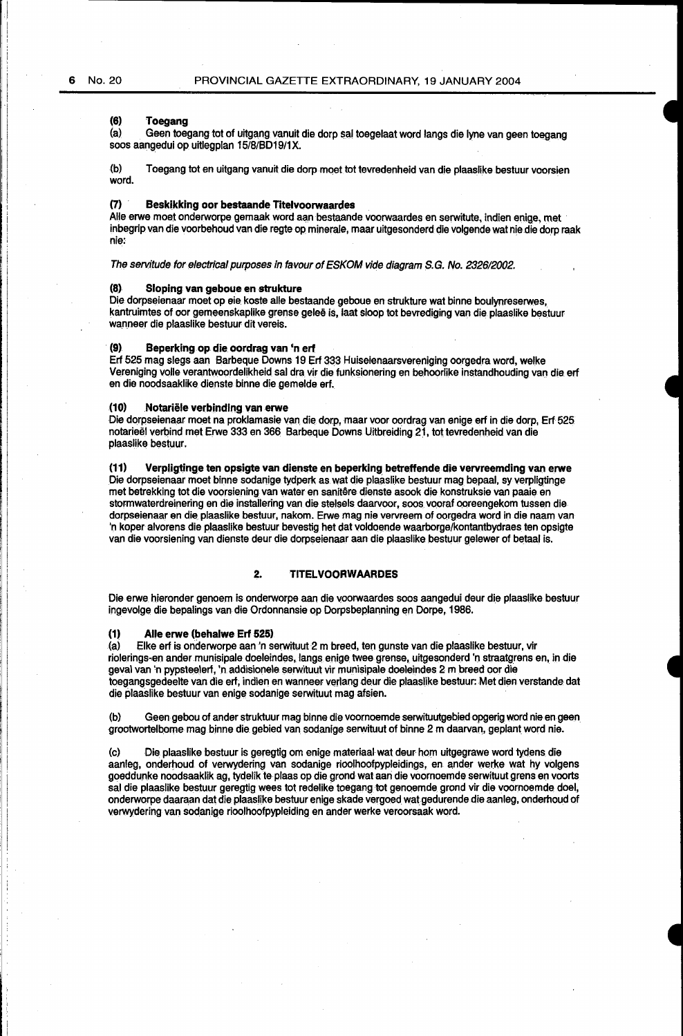#### (6) Toegang

(a) Geen toegang tot of uitgang vanuit die dorp sal toegelaat word langs die lyne van geen toegang soos aangedui op uitlegplan 15/8/BD19/1X.

(b) Toegang tot en uitgang vanuit die dorp moet tot tevredenheid van die plaaslike bestuur voorsien word.

#### (7) Beskikking oor bestaande Titelvoorwaardes

Alle erwe moet onderworpe gemaak word aan bestaande voorwaardes en serwitute, indien enige, met inbegrip van die voorbehoud van die regte op minerale, maar uitgesonderd die volgende wat nie die dorp raak nie:

*The servitude for electrical purposes in favour of ESKOM vide diagram S.G. No. 2326/2002.*

#### (8) Sloping van geboue en strukture

Die dorpseienaar moet op eie koste alle bestaande geboue en strukture wat binne boulynreserwes, kantruimtes of oor gemeenskaplike grense geleë is, laat sloop tot bevrediging van die plaaslike bestuur wanneer die plaaslike bestuur dit vereis.

#### (9) Beperking op die oordrag van 'n erf

Erf 525 mag slegs aan Barbeque Downs 19 Erf 333 Huiseienaarsvereniging oorgedra word, welke Vereniging volle verantwoordelikheid sal dra vir die funksionering en behoorlike instandhouding van die erf en die noodsaaklike dienste binne die gemelde erf.

#### (10) Notariële verbinding van erwe

Die dorpseienaar moet na proklamasie van die dorp, maar voor oordrag van enige erf in die dorp, Erf 525 notarieël verbind met Erwe 333 en 366 Barbeque Downs Uitbreiding 21, tot tevredenheid van die plaaslike bestuur.

#### (11) Verpligtinge ten opsigte van dienste en beperking betreffende die vervreemding van erwe

Die dorpseienaar moet binne sodanige tydperk as wat die plaaslike bestuur mag bepaal, sy verpligtinge met betrekking tot die voorsiening van water en sanitêre dienste asook die konstruksie van paaie en stormwaterdreinering en die installering van die stelsels daarvoor, soos vooraf ooreengekom tussen die dorpseienaar en die plaaslike bestuur, nakom. Erwe mag nie vervreem of oorgedra word in die naam van 'n koper alvorens die plaaslike bestuur bevestig het dat voldoende waarborge/kontantbydraes ten opsigte van die voorsiening van dienste deur die dorpseienaar aan die plaaslike bestuur gelewer of betaal is.

## 2. TITELVOORWAARDES

Die erwe hieronder genoem is onderworpe aan die voorwaardes soos aangedui deur die plaaslike bestuur ingevolge die bepalings van die Ordonnansie op Dorpsbeplanning en Dorpe, 1986.

#### (1) Alle erwe (behalwe Erf 525)

(a) Elke erf is onderworpe aan 'n serwituut 2 m breed, ten gunste van die plaaslike bestuur, vir riolerings-en ander munisipale doeleindes, langs enige twee grense, uitgesonderd 'n straatgrens en, in die geval van 'n pypsteelerf, 'n addisionele serwituut vir munisipale doeleindes 2 m breed oor die toegangsgedeelte van die erf, indien en wanneer verlang deur die plaaslike bestuur: Met dien verstande dat die plaaslike bestuur van enige sodanige serwituut mag afsien.

(b) Geen gebou of ander struktuur mag binne die voornoemde serwituutgebied opgerig word nie en geen grootwortelbome mag binne die gebied van sodanige serwituut of binne 2 m daarvan, geplant word nie.

(c) Die plaaslike bestuur is geregtig om enige materiaal wat deur hom uitgegrawe word tydens die aanleg, onderhoud of verwydering van sodanige rioolhoofpypleidings, en ander werke wat hy volgens goeddunke noodsaaklik ag, tydelik te plaas op die grond wat aan die voornoemde serwituut grens en voorts sal die plaaslike bestuur geregtig wees tot redelike toegang tot genoemde grond vir die voornoemde doel, onderworpe daaraan dat die plaaslike bestuur enige skade vergoed wat gedurende die aanleg, onderhoud of verwydering van sodanige rioolhoofpypleiding en ander werke veroorsaak word.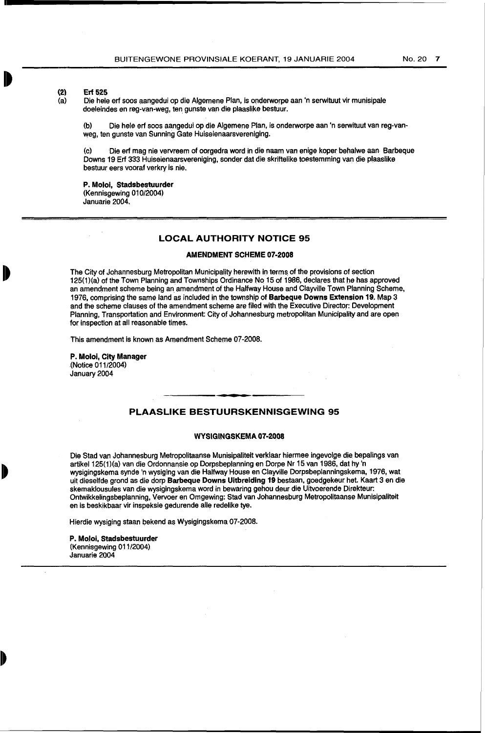**(2) Erf 525**

(a) Die hele erf soos aangedui op die Algemene Plan, is onderworpe aan 'n serwituut vir munisipale doeleindes en reg-van-weg, ten gunste van die plaaslike bestuur.

(b) Die hele erf soos aangedui op die Algemene Plan, is onderworpe aan 'n serwituut van reg-van-weg, ten gunste van Sunning Gate Huiseienaarsvereniging.

(c) Die erf mag nie vervreem of oorgedra word in die naam van enige koper behalwe aan Barbeque Downs 19 Erf 333 Huiseienaarsvereniging, sonder dat die skriftelike toestemming van die plaaslike bestuur eers vooraf verkry is nie.

**P. Moloi, Stadsbestuurder**
(Kennisgewing 010/2004)
Januarie 2004.

## LOCAL AUTHORITY NOTICE 95

### AMENDMENT SCHEME 07-2008

The City of Johannesburg Metropolitan Municipality herewith in terms of the provisions of section 125(1)(a) of the Town Planning and Townships Ordinance No 15 of 1986, declares that he has approved an amendment scheme being an amendment of the Halfway House and Clayville Town Planning Scheme, 1976, comprising the same land as included in the township of **Barbeque Downs Extension 19.** Map 3 and the scheme clauses of the amendment scheme are filed with the Executive Director: Development Planning, Transportation and Environment: City of Johannesburg metropolitan Municipality and are open for inspection at all reasonable times.

This amendment is known as Amendment Scheme 07-2008.

**P. Moloi, City Manager**
(Notice 011/2004)
January 2004

## PLAASLIKE BESTUURSKENNISGEWING 95

### WYSIGINGSKEMA 07-2008

Die Stad van Johannesburg Metropolitaanse Munisipaliteit verklaar hiermee ingevolge die bepalings van artikel 125(1)(a) van die Ordonnansie op Dorpsbeplanning en Dorpe Nr 15 van 1986, dat hy 'n wysigingskema synde 'n wysiging van die Halfway House en Clayville Dorpsbeplanningskema, 1976, wat uit dieselfde grond as die dorp **Barbeque Downs Uitbreiding 19** bestaan, goedgekeur het. Kaart 3 en die skemaklousules van die wysigingskema word in bewaring gehou deur die Uitvoerende Direkteur: Ontwikkelingsbeplanning, Vervoer en Omgewing: Stad van Johannesburg Metropolitaanse Munisipaliteit en is beskikbaar vir inspeksie gedurende alle redelike tye.

Hierdie wysiging staan bekend as Wysigingskema 07-2008.

**P. Moloi, Stadsbestuurder**
(Kennisgewing 011/2004)
Januarie 2004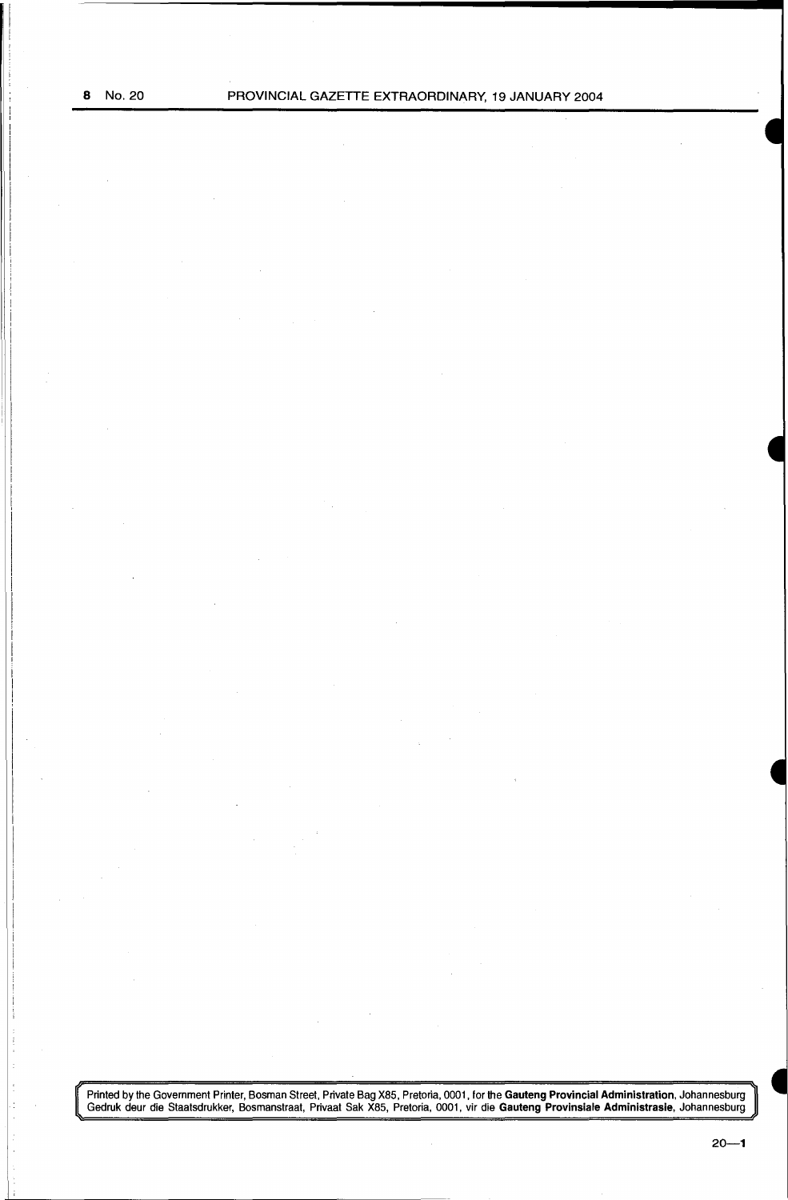Printed by the Government Printer, Bosman Street, Private Bag X85, Pretoria, 0001, for the **Gauteng Provincial Administration**, Johannesburg
Gedruk deur die Staatsdrukker, Bosmanstraat, Privaat Sak X85, Pretoria, 0001, vir die **Gauteng Provinsiale Administrasie**, Johannesburg

20—**1**